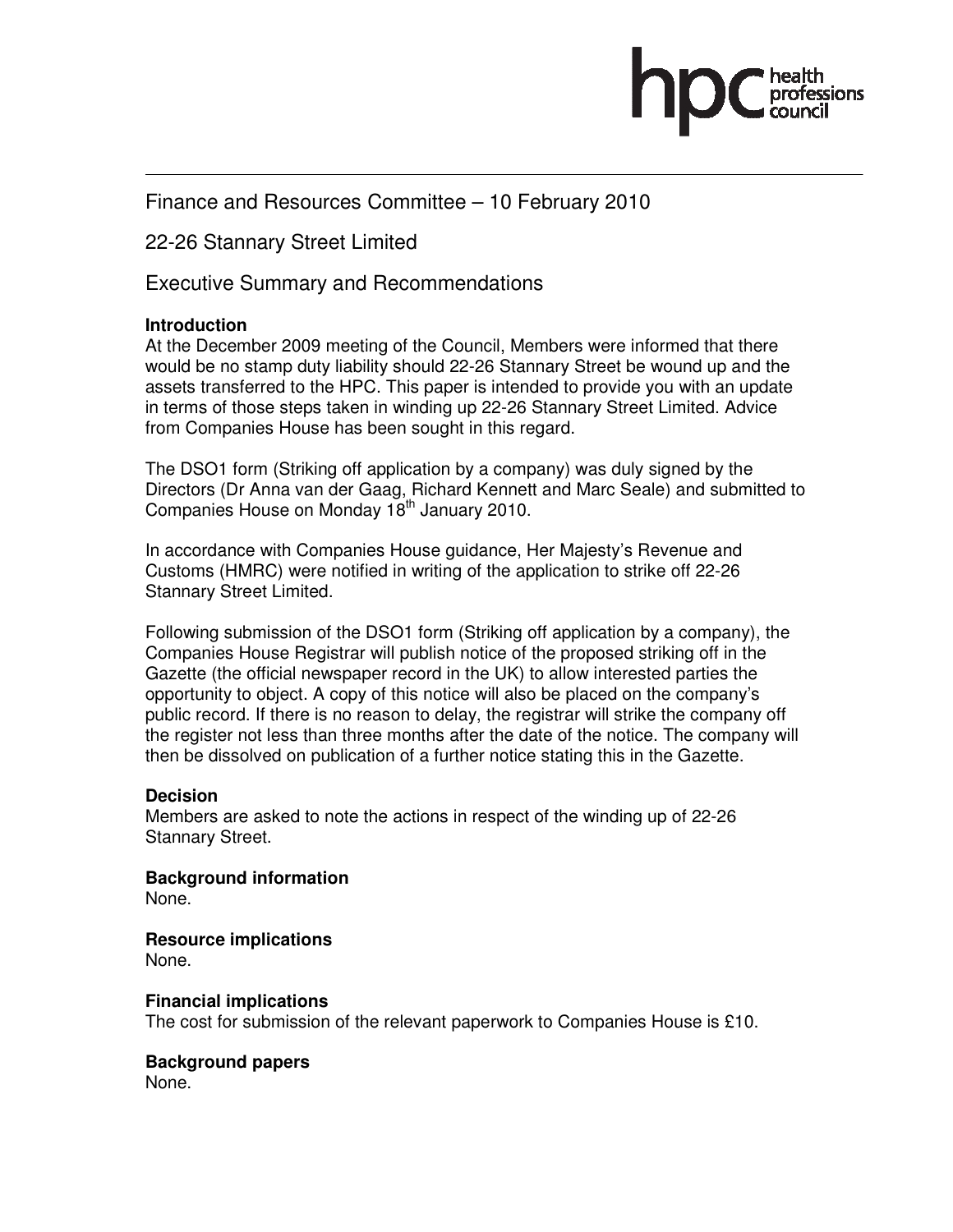Finance and Resources Committee – 10 February 2010

22-26 Stannary Street Limited

Executive Summary and Recommendations

**Introduction**
At the December 2009 meeting of the Council, Members were informed that there would be no stamp duty liability should 22-26 Stannary Street be wound up and the assets transferred to the HPC. This paper is intended to provide you with an update in terms of those steps taken in winding up 22-26 Stannary Street Limited. Advice from Companies House has been sought in this regard.

The DSO1 form (Striking off application by a company) was duly signed by the Directors (Dr Anna van der Gaag, Richard Kennett and Marc Seale) and submitted to Companies House on Monday 18th January 2010.

In accordance with Companies House guidance, Her Majesty's Revenue and Customs (HMRC) were notified in writing of the application to strike off 22-26 Stannary Street Limited.

Following submission of the DSO1 form (Striking off application by a company), the Companies House Registrar will publish notice of the proposed striking off in the Gazette (the official newspaper record in the UK) to allow interested parties the opportunity to object. A copy of this notice will also be placed on the company's public record. If there is no reason to delay, the registrar will strike the company off the register not less than three months after the date of the notice. The company will then be dissolved on publication of a further notice stating this in the Gazette.

**Decision**
Members are asked to note the actions in respect of the winding up of 22-26 Stannary Street.

**Background information**
None.

**Resource implications**
None.

**Financial implications**
The cost for submission of the relevant paperwork to Companies House is £10.

**Background papers**
None.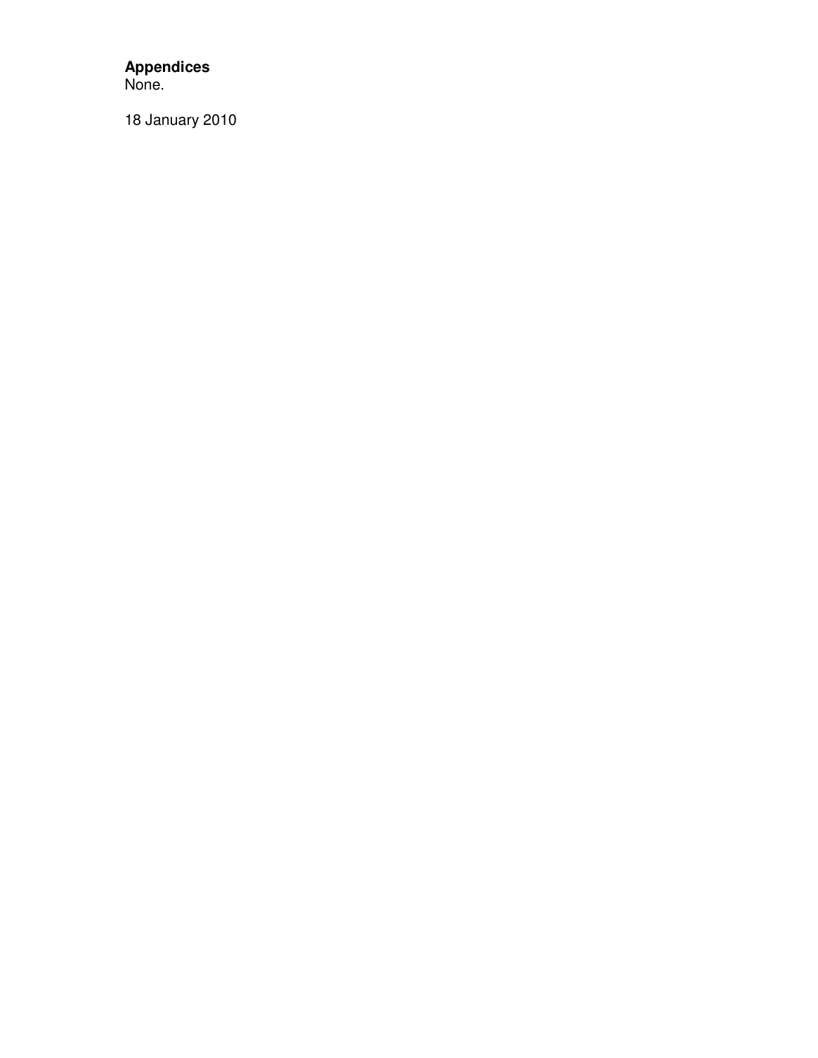**Appendices**
None.

18 January 2010